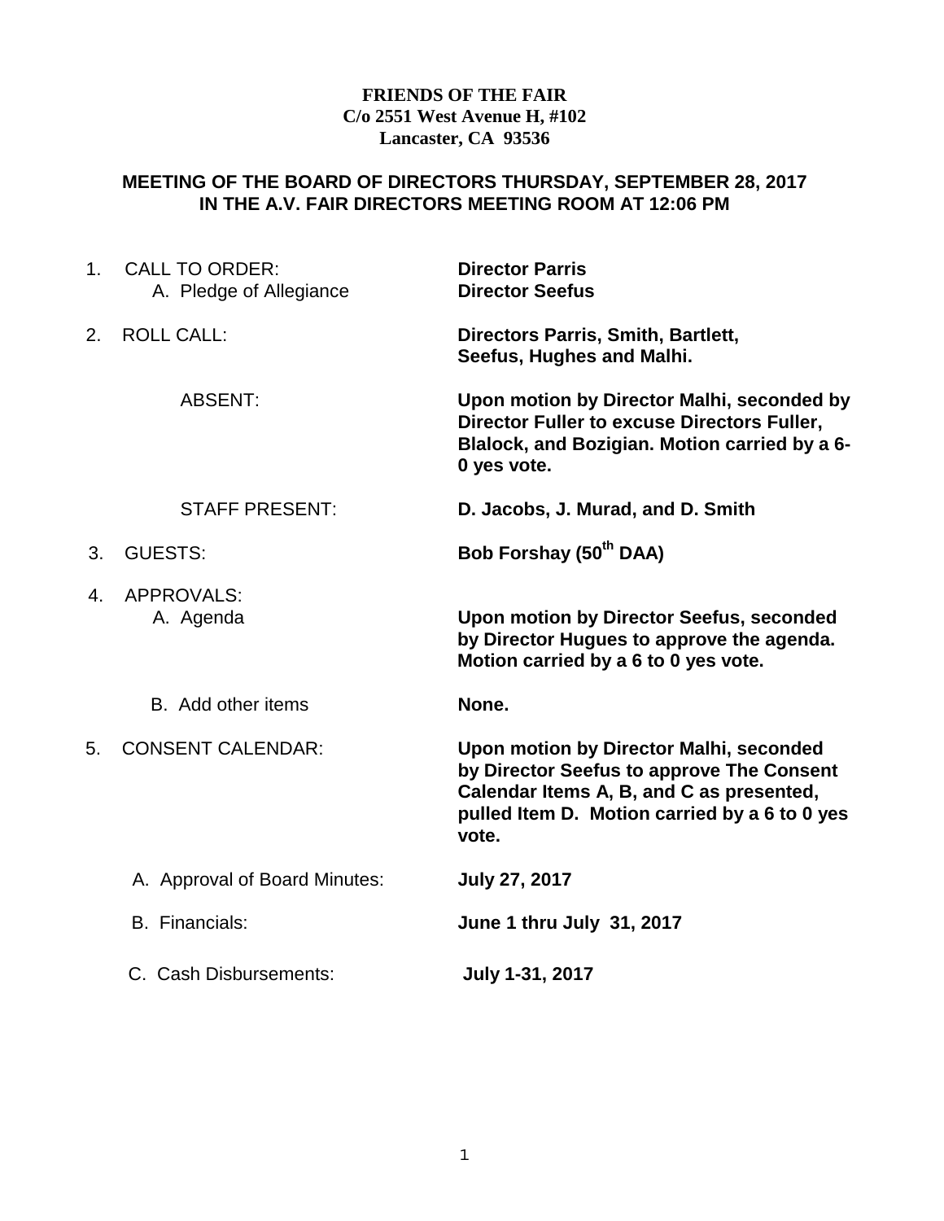**FRIENDS OF THE FAIR**
**C/o 2551 West Avenue H, #102**
**Lancaster, CA 93536**

## MEETING OF THE BOARD OF DIRECTORS THURSDAY, SEPTEMBER 28, 2017 IN THE A.V. FAIR DIRECTORS MEETING ROOM AT 12:06 PM

1. CALL TO ORDER: **Director Parris**
   - A. Pledge of Allegiance **Director Seefus**

2. ROLL CALL: **Directors Parris, Smith, Bartlett, Seefus, Hughes and Malhi.**

   ABSENT: **Upon motion by Director Malhi, seconded by Director Fuller to excuse Directors Fuller, Blalock, and Bozigian. Motion carried by a 6-0 yes vote.**

   STAFF PRESENT: **D. Jacobs, J. Murad, and D. Smith**

3. GUESTS: **Bob Forshay (50th DAA)**

4. APPROVALS:
   - A. Agenda **Upon motion by Director Seefus, seconded by Director Hugues to approve the agenda. Motion carried by a 6 to 0 yes vote.**
   - B. Add other items **None.**

5. CONSENT CALENDAR: **Upon motion by Director Malhi, seconded by Director Seefus to approve The Consent Calendar Items A, B, and C as presented, pulled Item D. Motion carried by a 6 to 0 yes vote.**
   - A. Approval of Board Minutes: **July 27, 2017**
   - B. Financials: **June 1 thru July 31, 2017**
   - C. Cash Disbursements: **July 1-31, 2017**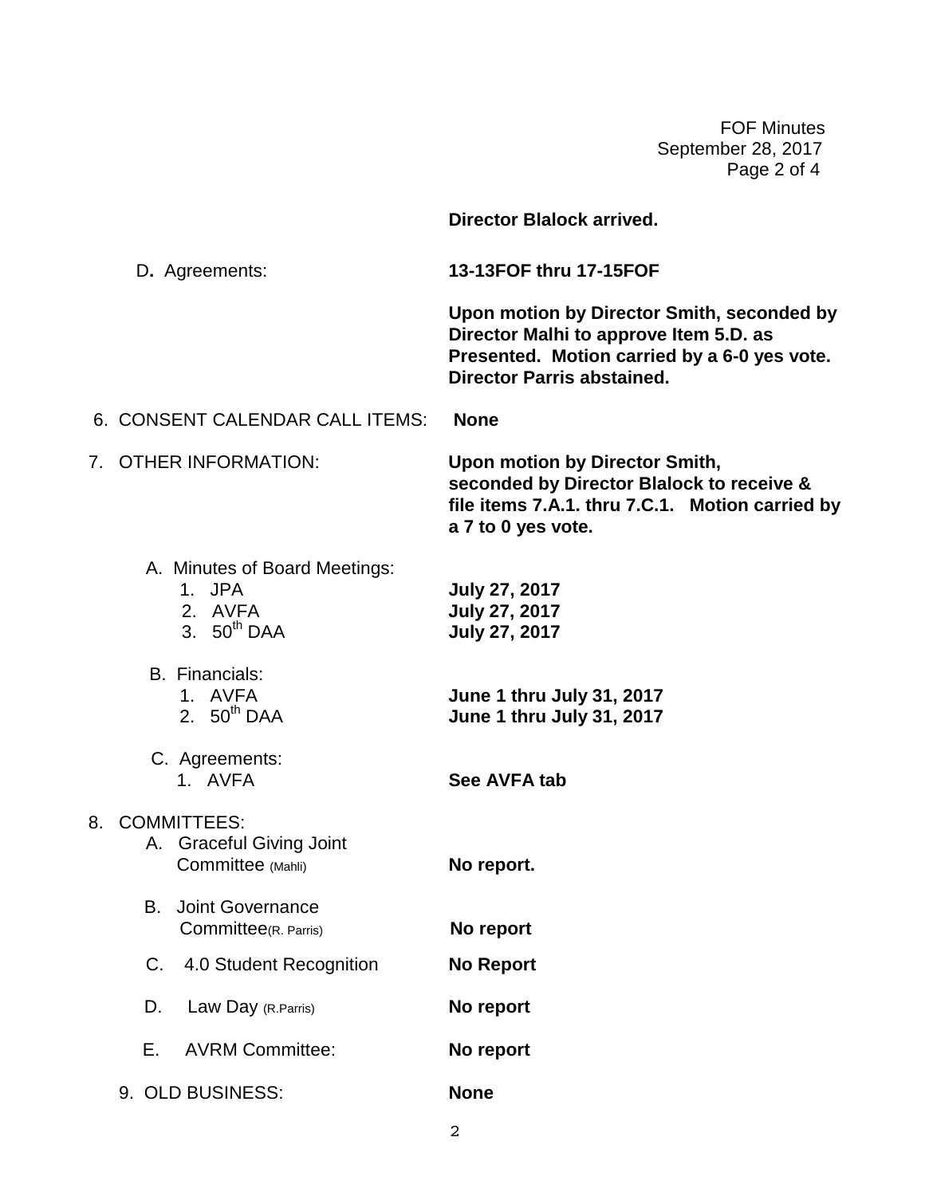**Director Blalock arrived.**

D. Agreements: **13-13FOF thru 17-15FOF**

**Upon motion by Director Smith, seconded by Director Malhi to approve Item 5.D. as Presented. Motion carried by a 6-0 yes vote. Director Parris abstained.**

6. CONSENT CALENDAR CALL ITEMS: **None**

7. OTHER INFORMATION: **Upon motion by Director Smith, seconded by Director Blalock to receive & file items 7.A.1. thru 7.C.1. Motion carried by a 7 to 0 yes vote.**

   A. Minutes of Board Meetings:
      1. JPA **July 27, 2017**
      2. AVFA **July 27, 2017**
      3. 50th DAA **July 27, 2017**

   B. Financials:
      1. AVFA **June 1 thru July 31, 2017**
      2. 50th DAA **June 1 thru July 31, 2017**

   C. Agreements:
      1. AVFA **See AVFA tab**

8. COMMITTEES:
   A. Graceful Giving Joint Committee (Mahli) **No report.**

   B. Joint Governance Committee(R. Parris) **No report**

   C. 4.0 Student Recognition **No Report**

   D. Law Day (R.Parris) **No report**

   E. AVRM Committee: **No report**

9. OLD BUSINESS: **None**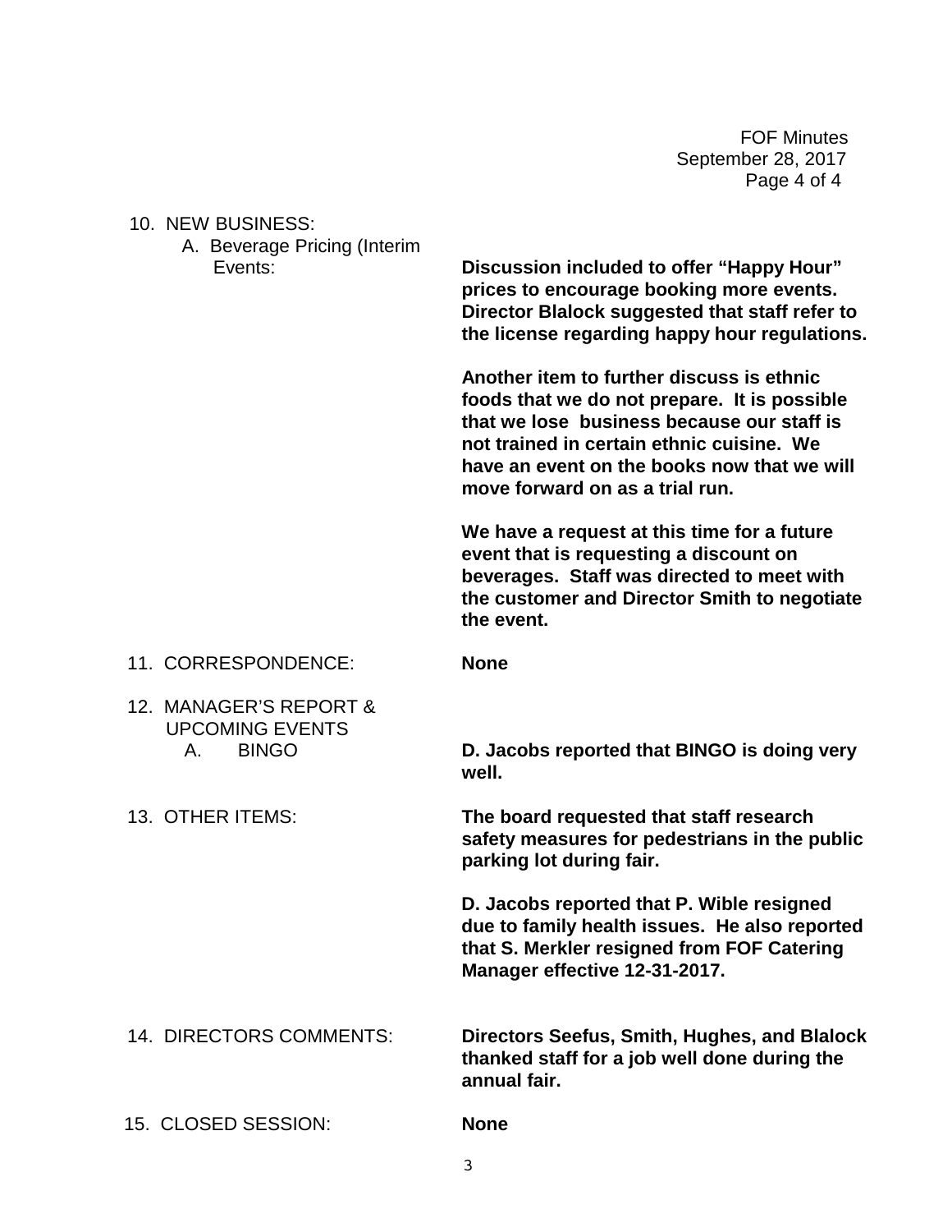10. NEW BUSINESS:

A. Beverage Pricing (Interim Events:

**Discussion included to offer "Happy Hour" prices to encourage booking more events. Director Blalock suggested that staff refer to the license regarding happy hour regulations.**

**Another item to further discuss is ethnic foods that we do not prepare. It is possible that we lose business because our staff is not trained in certain ethnic cuisine. We have an event on the books now that we will move forward on as a trial run.**

**We have a request at this time for a future event that is requesting a discount on beverages. Staff was directed to meet with the customer and Director Smith to negotiate the event.**

11. CORRESPONDENCE: **None**

12. MANAGER'S REPORT & UPCOMING EVENTS

A. BINGO

**D. Jacobs reported that BINGO is doing very well.**

13. OTHER ITEMS:

**The board requested that staff research safety measures for pedestrians in the public parking lot during fair.**

**D. Jacobs reported that P. Wible resigned due to family health issues. He also reported that S. Merkler resigned from FOF Catering Manager effective 12-31-2017.**

14. DIRECTORS COMMENTS:

**Directors Seefus, Smith, Hughes, and Blalock thanked staff for a job well done during the annual fair.**

15. CLOSED SESSION: **None**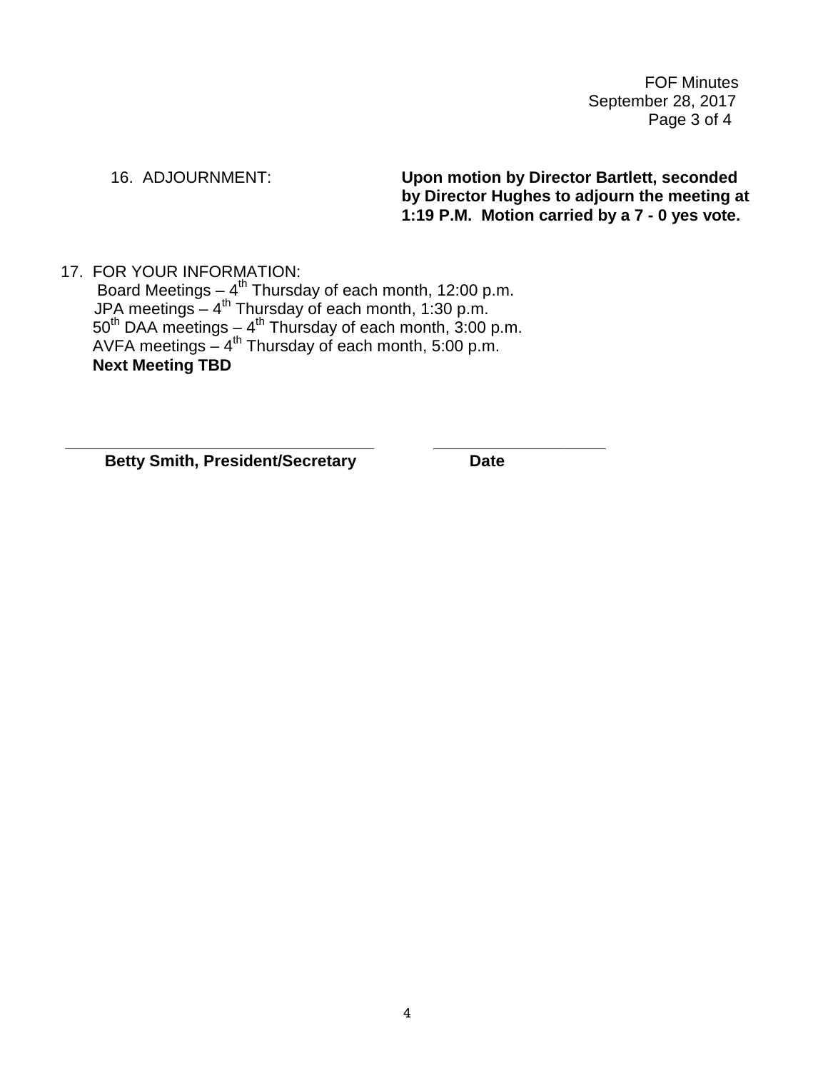16. ADJOURNMENT: **Upon motion by Director Bartlett, seconded by Director Hughes to adjourn the meeting at 1:19 P.M. Motion carried by a 7 - 0 yes vote.**

17. FOR YOUR INFORMATION:
    Board Meetings – 4th Thursday of each month, 12:00 p.m.
    JPA meetings – 4th Thursday of each month, 1:30 p.m.
    50th DAA meetings – 4th Thursday of each month, 3:00 p.m.
    AVFA meetings – 4th Thursday of each month, 5:00 p.m.
    **Next Meeting TBD**

\_\_\_\_\_\_\_\_\_\_\_\_\_\_\_\_\_\_\_\_\_\_\_\_\_\_\_\_\_\_\_\_\_\_\_\_ \_\_\_\_\_\_\_\_\_\_\_\_\_\_\_\_\_\_\_\_

**Betty Smith, President/Secretary** **Date**